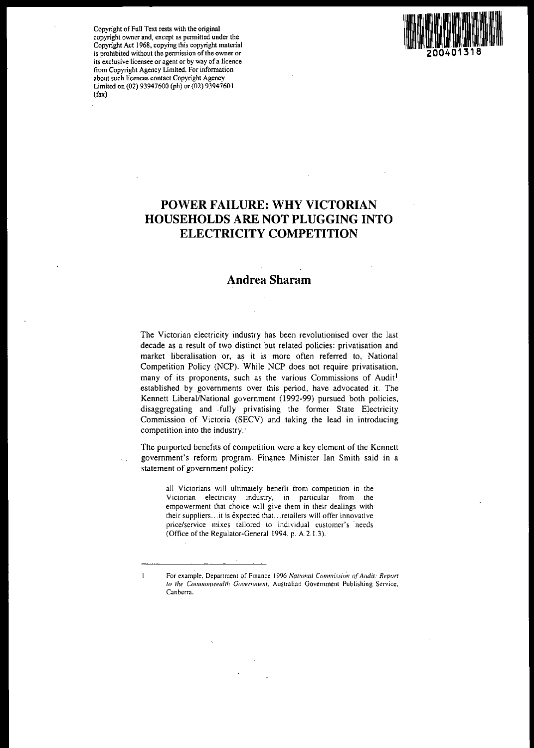Copyright of Full Text rests with the original copyright owner and, except as permitted under the Copyright Act 1968, copying this copyright material is prohibited without the permission of the owner or its exclusive licensee or agent or by way of a licence from Copyright Agency Limited. For information about such licences contact Copyright Agency Limited on (02) 93947600 (ph) or (02) 93947601 (fax)

200401318

# POWER FAILURE: WHY VICTORIAN HOUSEHOLDS ARE NOT PLUGGING INTO ELECTRICITY COMPETITION

## Andrea Sharam

The Victorian electricity industry has been revolutionised over the last decade as a result of two distinct but related policies: privatisation and market liberalisation or, as it is more often referred to, National Competition Policy (NCP). While NCP does not require privatisation, many of its proponents, such as the various Commissions of Audit[1] established by governments over this period, have advocated it. The Kennett Liberal/National government (1992-99) pursued both policies, disaggregating and fully privatising the former State Electricity Commission of Victoria (SECV) and taking the lead in introducing competition into the industry.

The purported benefits of competition were a key element of the Kennett government's reform program. Finance Minister Ian Smith said in a statement of government policy:

> all Victorians will ultimately benefit from competition in the Victorian electricity industry, in particular from the empowerment that choice will give them in their dealings with their suppliers…it is expected that…retailers will offer innovative price/service mixes tailored to individual customer's needs (Office of the Regulator-General 1994, p. A.2.1.3).

---

1 For example, Department of Finance 1996 *National Commission of Audit: Report to the Commonwealth Government*, Australian Government Publishing Service, Canberra.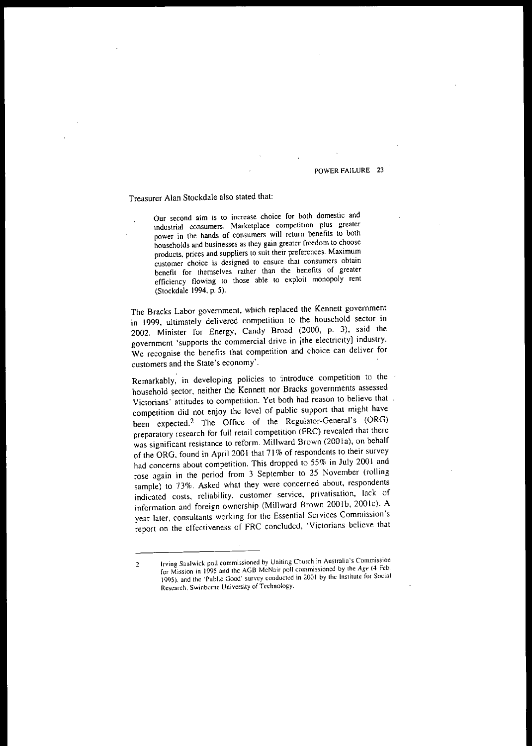Treasurer Alan Stockdale also stated that:

> Our second aim is to increase choice for both domestic and industrial consumers. Marketplace competition plus greater power in the hands of consumers will return benefits to both households and businesses as they gain greater freedom to choose products, prices and suppliers to suit their preferences. Maximum customer choice is designed to ensure that consumers obtain benefit for themselves rather than the benefits of greater efficiency flowing to those able to exploit monopoly rent (Stockdale 1994, p. 5).

The Bracks Labor government, which replaced the Kennett government in 1999, ultimately delivered competition to the household sector in 2002. Minister for Energy, Candy Broad (2000, p. 3), said the government 'supports the commercial drive in [the electricity] industry. We recognise the benefits that competition and choice can deliver for customers and the State's economy'.

Remarkably, in developing policies to introduce competition to the household sector, neither the Kennett nor Bracks governments assessed Victorians' attitudes to competition. Yet both had reason to believe that competition did not enjoy the level of public support that might have been expected.[2] The Office of the Regulator-General's (ORG) preparatory research for full retail competition (FRC) revealed that there was significant resistance to reform. Millward Brown (2001a), on behalf of the ORG, found in April 2001 that 71% of respondents to their survey had concerns about competition. This dropped to 55% in July 2001 and rose again in the period from 3 September to 25 November (rolling sample) to 73%. Asked what they were concerned about, respondents indicated costs, reliability, customer service, privatisation, lack of information and foreign ownership (Millward Brown 2001b, 2001c). A year later, consultants working for the Essential Services Commission's report on the effectiveness of FRC concluded, 'Victorians believe that

---

2 Irving Saulwick poll commissioned by Uniting Church in Australia's Commission for Mission in 1995 and the AGB McNair poll commissioned by the *Age* (4 Feb. 1995), and the 'Public Good' survey conducted in 2001 by the Institute for Social Research, Swinburne University of Technology.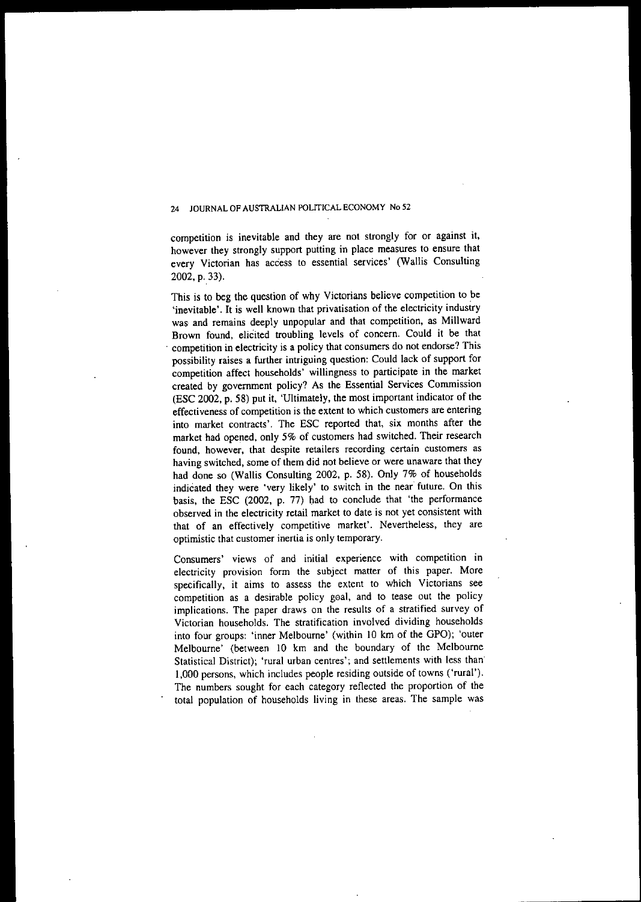competition is inevitable and they are not strongly for or against it, however they strongly support putting in place measures to ensure that every Victorian has access to essential services' (Wallis Consulting 2002, p. 33).

This is to beg the question of why Victorians believe competition to be 'inevitable'. It is well known that privatisation of the electricity industry was and remains deeply unpopular and that competition, as Millward Brown found, elicited troubling levels of concern. Could it be that competition in electricity is a policy that consumers do not endorse? This possibility raises a further intriguing question: Could lack of support for competition affect households' willingness to participate in the market created by government policy? As the Essential Services Commission (ESC 2002, p. 58) put it, 'Ultimately, the most important indicator of the effectiveness of competition is the extent to which customers are entering into market contracts'. The ESC reported that, six months after the market had opened, only 5% of customers had switched. Their research found, however, that despite retailers recording certain customers as having switched, some of them did not believe or were unaware that they had done so (Wallis Consulting 2002, p. 58). Only 7% of households indicated they were 'very likely' to switch in the near future. On this basis, the ESC (2002, p. 77) had to conclude that 'the performance observed in the electricity retail market to date is not yet consistent with that of an effectively competitive market'. Nevertheless, they are optimistic that customer inertia is only temporary.

Consumers' views of and initial experience with competition in electricity provision form the subject matter of this paper. More specifically, it aims to assess the extent to which Victorians see competition as a desirable policy goal, and to tease out the policy implications. The paper draws on the results of a stratified survey of Victorian households. The stratification involved dividing households into four groups: 'inner Melbourne' (within 10 km of the GPO); 'outer Melbourne' (between 10 km and the boundary of the Melbourne Statistical District); 'rural urban centres'; and settlements with less than 1,000 persons, which includes people residing outside of towns ('rural'). The numbers sought for each category reflected the proportion of the total population of households living in these areas. The sample was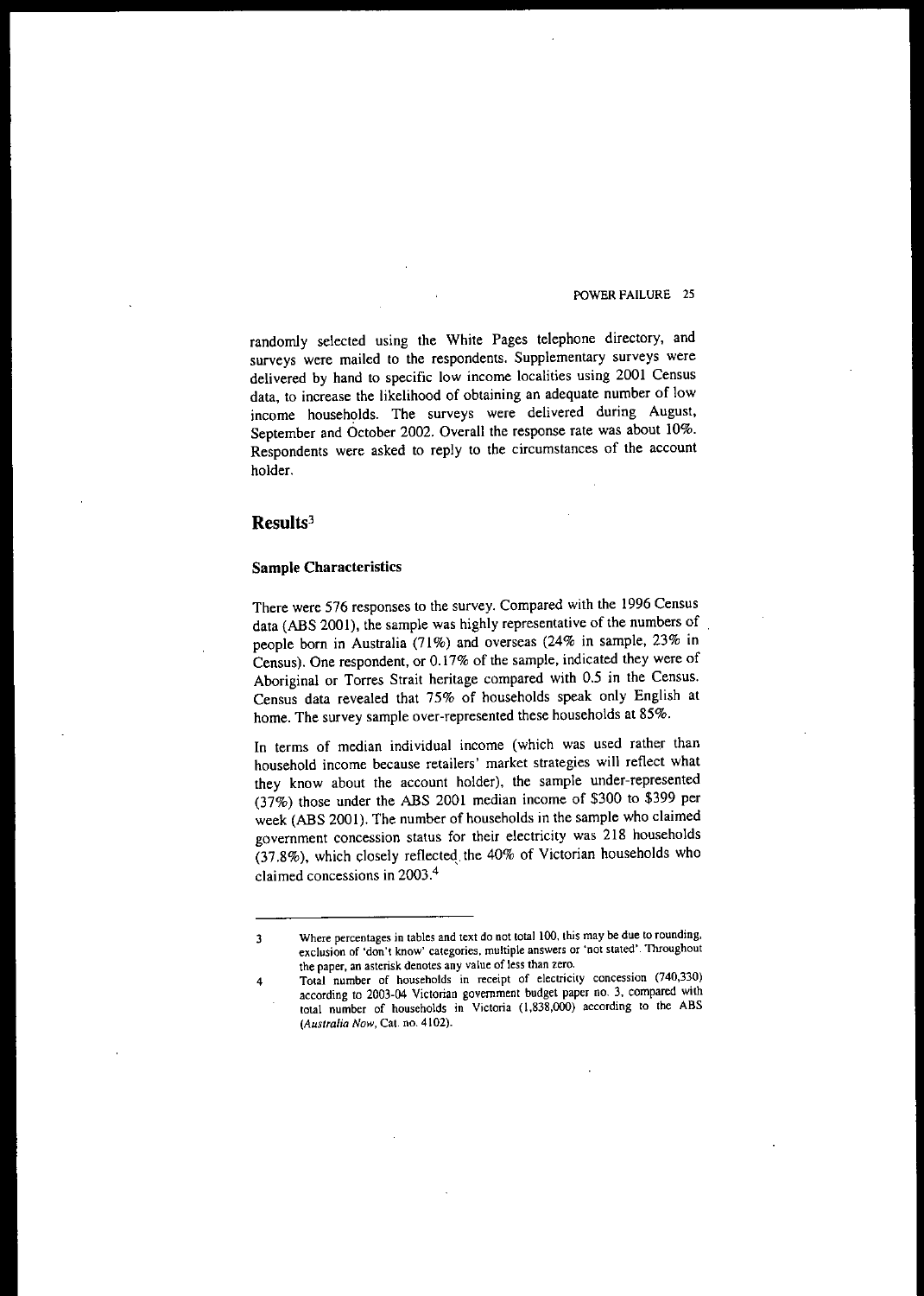randomly selected using the White Pages telephone directory, and surveys were mailed to the respondents. Supplementary surveys were delivered by hand to specific low income localities using 2001 Census data, to increase the likelihood of obtaining an adequate number of low income households. The surveys were delivered during August, September and October 2002. Overall the response rate was about 10%. Respondents were asked to reply to the circumstances of the account holder.

## Results[3]

### Sample Characteristics

There were 576 responses to the survey. Compared with the 1996 Census data (ABS 2001), the sample was highly representative of the numbers of people born in Australia (71%) and overseas (24% in sample, 23% in Census). One respondent, or 0.17% of the sample, indicated they were of Aboriginal or Torres Strait heritage compared with 0.5 in the Census. Census data revealed that 75% of households speak only English at home. The survey sample over-represented these households at 85%.

In terms of median individual income (which was used rather than household income because retailers' market strategies will reflect what they know about the account holder), the sample under-represented (37%) those under the ABS 2001 median income of $300 to $399 per week (ABS 2001). The number of households in the sample who claimed government concession status for their electricity was 218 households (37.8%), which closely reflected the 40% of Victorian households who claimed concessions in 2003.[4]

---

3 Where percentages in tables and text do not total 100, this may be due to rounding, exclusion of 'don't know' categories, multiple answers or 'not stated'. Throughout the paper, an asterisk denotes any value of less than zero.

4 Total number of households in receipt of electricity concession (740,330) according to 2003-04 Victorian government budget paper no. 3, compared with total number of households in Victoria (1,838,000) according to the ABS (*Australia Now*, Cat. no. 4102).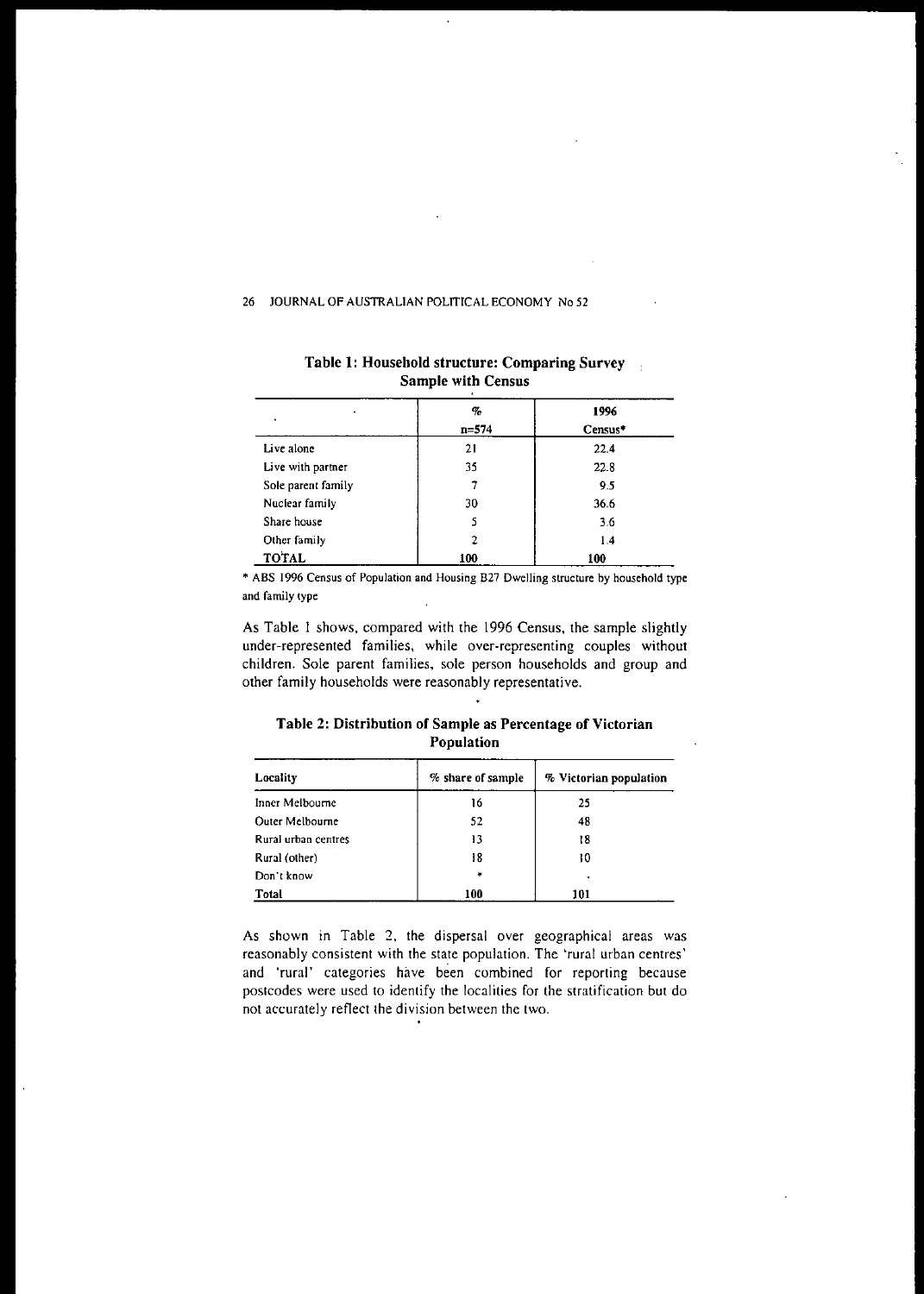**Table 1: Household structure: Comparing Survey Sample with Census**

| | % n=574 | 1996 Census* |
|---|---|---|
| Live alone | 21 | 22.4 |
| Live with partner | 35 | 22.8 |
| Sole parent family | 7 | 9.5 |
| Nuclear family | 30 | 36.6 |
| Share house | 5 | 3.6 |
| Other family | 2 | 1.4 |
| **TOTAL** | **100** | **100** |

* ABS 1996 Census of Population and Housing B27 Dwelling structure by household type and family type

As Table 1 shows, compared with the 1996 Census, the sample slightly under-represented families, while over-representing couples without children. Sole parent families, sole person households and group and other family households were reasonably representative.

**Table 2: Distribution of Sample as Percentage of Victorian Population**

| Locality | % share of sample | % Victorian population |
|---|---|---|
| Inner Melbourne | 16 | 25 |
| Outer Melbourne | 52 | 48 |
| Rural urban centres | 13 | 18 |
| Rural (other) | 18 | 10 |
| Don't know | * | . |
| **Total** | **100** | **101** |

As shown in Table 2, the dispersal over geographical areas was reasonably consistent with the state population. The 'rural urban centres' and 'rural' categories have been combined for reporting because postcodes were used to identify the localities for the stratification but do not accurately reflect the division between the two.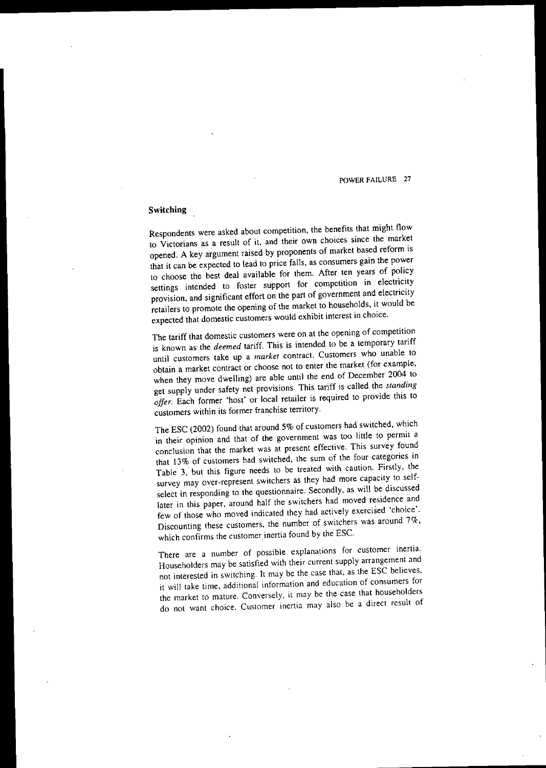## Switching

Respondents were asked about competition, the benefits that might flow to Victorians as a result of it, and their own choices since the market opened. A key argument raised by proponents of market based reform is that it can be expected to lead to price falls, as consumers gain the power to choose the best deal available for them. After ten years of policy settings intended to foster support for competition in electricity provision, and significant effort on the part of government and electricity retailers to promote the opening of the market to households, it would be expected that domestic customers would exhibit interest in choice.

The tariff that domestic customers were on at the opening of competition is known as the *deemed* tariff. This is intended to be a temporary tariff until customers take up a *market* contract. Customers who unable to obtain a market contract or choose not to enter the market (for example, when they move dwelling) are able until the end of December 2004 to get supply under safety net provisions. This tariff is called the *standing offer*. Each former 'host' or local retailer is required to provide this to customers within its former franchise territory.

The ESC (2002) found that around 5% of customers had switched, which in their opinion and that of the government was too little to permit a conclusion that the market was at present effective. This survey found that 13% of customers had switched, the sum of the four categories in Table 3, but this figure needs to be treated with caution. Firstly, the survey may over-represent switchers as they had more capacity to self-select in responding to the questionnaire. Secondly, as will be discussed later in this paper, around half the switchers had moved residence and few of those who moved indicated they had actively exercised 'choice'. Discounting these customers, the number of switchers was around 7%, which confirms the customer inertia found by the ESC.

There are a number of possible explanations for customer inertia. Householders may be satisfied with their current supply arrangement and not interested in switching. It may be the case that, as the ESC believes, it will take time, additional information and education of consumers for the market to mature. Conversely, it may be the case that householders do not want choice. Customer inertia may also be a direct result of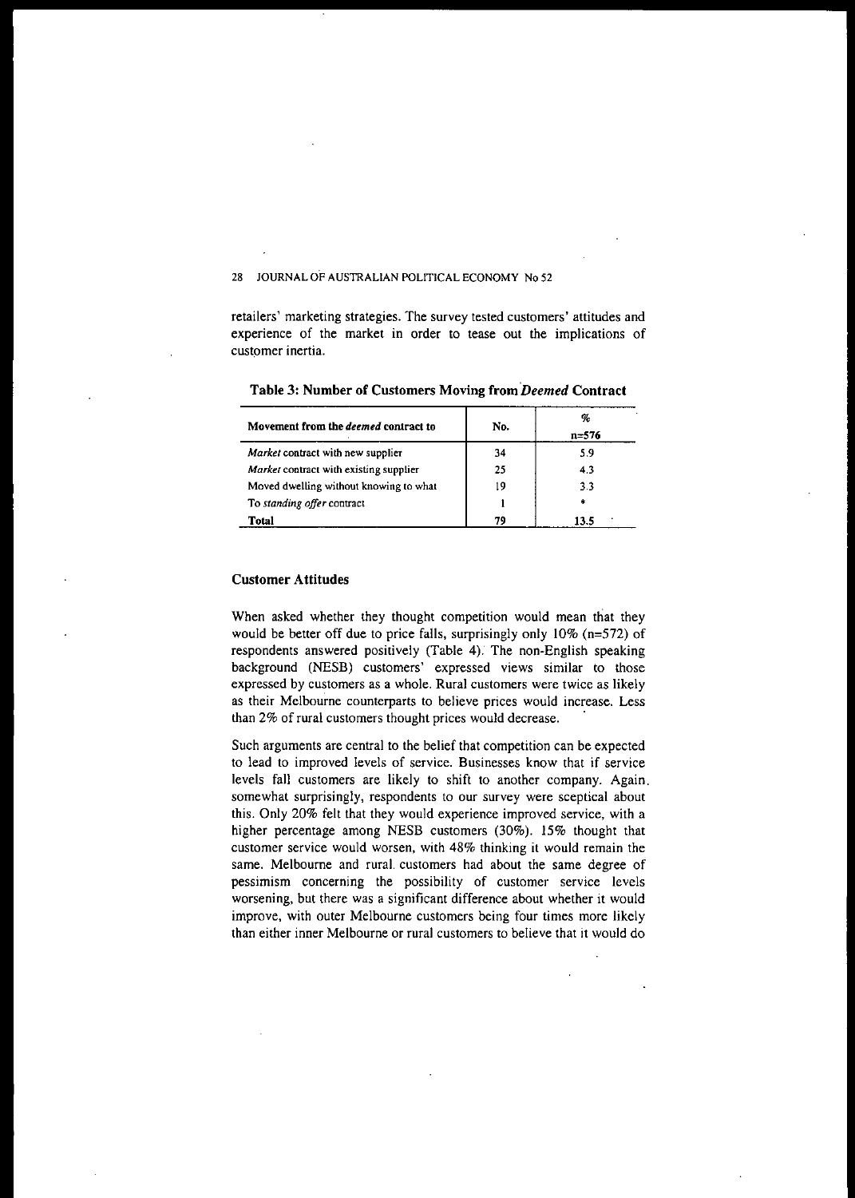retailers' marketing strategies. The survey tested customers' attitudes and experience of the market in order to tease out the implications of customer inertia.

**Table 3: Number of Customers Moving from *Deemed* Contract**

| Movement from the *deemed* contract to | No. | % n=576 |
|---|---|---|
| *Market* contract with new supplier | 34 | 5.9 |
| *Market* contract with existing supplier | 25 | 4.3 |
| Moved dwelling without knowing to what | 19 | 3.3 |
| To *standing offer* contract | 1 | * |
| **Total** | **79** | **13.5** |

### Customer Attitudes

When asked whether they thought competition would mean that they would be better off due to price falls, surprisingly only 10% (n=572) of respondents answered positively (Table 4). The non-English speaking background (NESB) customers' expressed views similar to those expressed by customers as a whole. Rural customers were twice as likely as their Melbourne counterparts to believe prices would increase. Less than 2% of rural customers thought prices would decrease.

Such arguments are central to the belief that competition can be expected to lead to improved levels of service. Businesses know that if service levels fall customers are likely to shift to another company. Again, somewhat surprisingly, respondents to our survey were sceptical about this. Only 20% felt that they would experience improved service, with a higher percentage among NESB customers (30%). 15% thought that customer service would worsen, with 48% thinking it would remain the same. Melbourne and rural customers had about the same degree of pessimism concerning the possibility of customer service levels worsening, but there was a significant difference about whether it would improve, with outer Melbourne customers being four times more likely than either inner Melbourne or rural customers to believe that it would do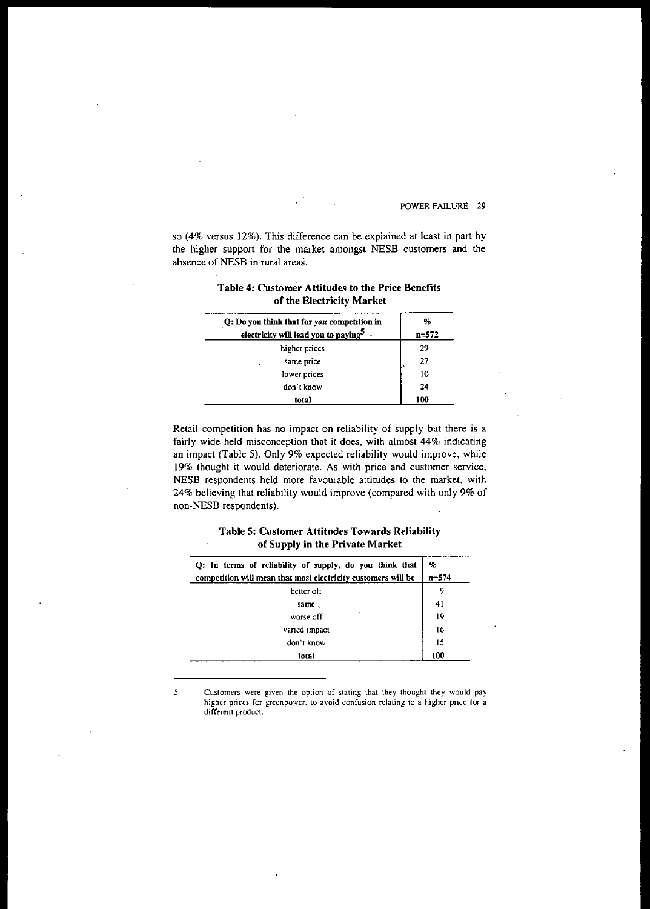so (4% versus 12%). This difference can be explained at least in part by the higher support for the market amongst NESB customers and the absence of NESB in rural areas.

**Table 4: Customer Attitudes to the Price Benefits of the Electricity Market**

| Q: Do you think that for *you* competition in electricity will lead you to paying[5] | % n=572 |
|---|---|
| higher prices | 29 |
| same price | 27 |
| lower prices | 10 |
| don't know | 24 |
| **total** | **100** |

Retail competition has no impact on reliability of supply but there is a fairly wide held misconception that it does, with almost 44% indicating an impact (Table 5). Only 9% expected reliability would improve, while 19% thought it would deteriorate. As with price and customer service, NESB respondents held more favourable attitudes to the market, with 24% believing that reliability would improve (compared with only 9% of non-NESB respondents).

**Table 5: Customer Attitudes Towards Reliability of Supply in the Private Market**

| Q: In terms of reliability of supply, do you think that competition will mean that most electricity customers will be | % n=574 |
|---|---|
| better off | 9 |
| same | 41 |
| worse off | 19 |
| varied impact | 16 |
| don't know | 15 |
| **total** | **100** |

5 Customers were given the option of stating that they thought they would pay higher prices for greenpower, to avoid confusion relating to a higher price for a different product.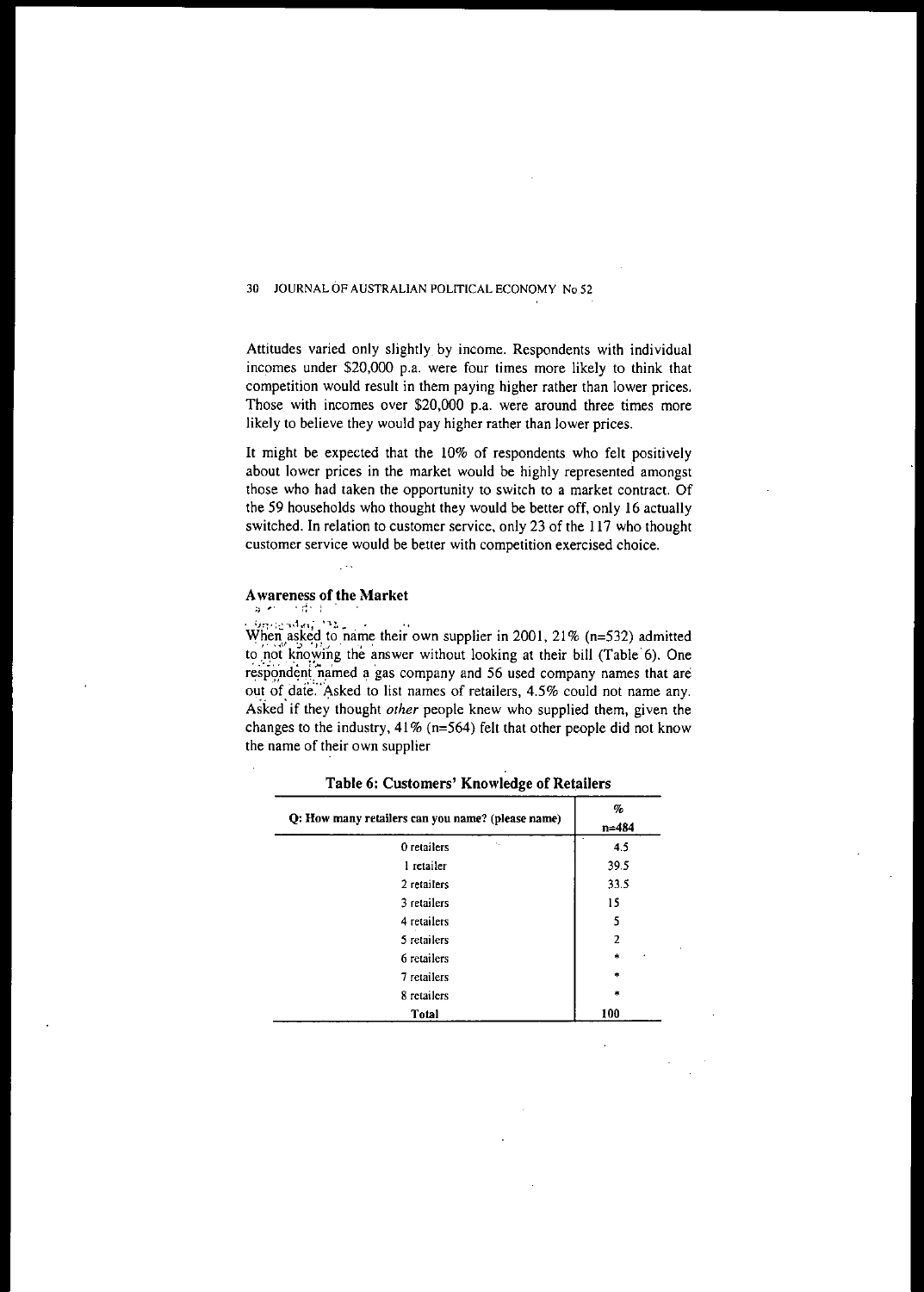Attitudes varied only slightly by income. Respondents with individual incomes under $20,000 p.a. were four times more likely to think that competition would result in them paying higher rather than lower prices. Those with incomes over $20,000 p.a. were around three times more likely to believe they would pay higher rather than lower prices.

It might be expected that the 10% of respondents who felt positively about lower prices in the market would be highly represented amongst those who had taken the opportunity to switch to a market contract. Of the 59 households who thought they would be better off, only 16 actually switched. In relation to customer service, only 23 of the 117 who thought customer service would be better with competition exercised choice.

## Awareness of the Market

When asked to name their own supplier in 2001, 21% (n=532) admitted to not knowing the answer without looking at their bill (Table 6). One respondent named a gas company and 56 used company names that are out of date. Asked to list names of retailers, 4.5% could not name any. Asked if they thought *other* people knew who supplied them, given the changes to the industry, 41% (n=564) felt that other people did not know the name of their own supplier

**Table 6: Customers' Knowledge of Retailers**

| Q: How many retailers can you name? (please name) | % n=484 |
|---|---|
| 0 retailers | 4.5 |
| 1 retailer | 39.5 |
| 2 retailers | 33.5 |
| 3 retailers | 15 |
| 4 retailers | 5 |
| 5 retailers | 2 |
| 6 retailers | * |
| 7 retailers | * |
| 8 retailers | * |
| **Total** | **100** |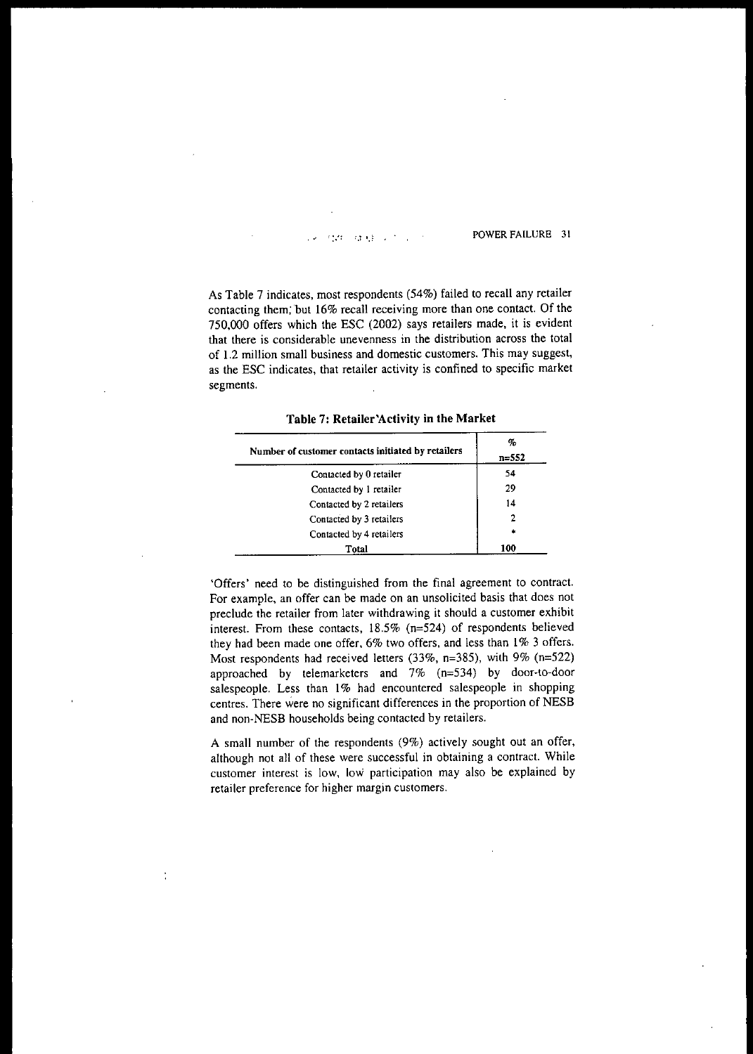As Table 7 indicates, most respondents (54%) failed to recall any retailer contacting them; but 16% recall receiving more than one contact. Of the 750,000 offers which the ESC (2002) says retailers made, it is evident that there is considerable unevenness in the distribution across the total of 1.2 million small business and domestic customers. This may suggest, as the ESC indicates, that retailer activity is confined to specific market segments.

**Table 7: Retailer Activity in the Market**

| Number of customer contacts initiated by retailers | % n=552 |
|---|---|
| Contacted by 0 retailer | 54 |
| Contacted by 1 retailer | 29 |
| Contacted by 2 retailers | 14 |
| Contacted by 3 retailers | 2 |
| Contacted by 4 retailers | * |
| Total | 100 |

'Offers' need to be distinguished from the final agreement to contract. For example, an offer can be made on an unsolicited basis that does not preclude the retailer from later withdrawing it should a customer exhibit interest. From these contacts, 18.5% (n=524) of respondents believed they had been made one offer, 6% two offers, and less than 1% 3 offers. Most respondents had received letters (33%, n=385), with 9% (n=522) approached by telemarketers and 7% (n=534) by door-to-door salespeople. Less than 1% had encountered salespeople in shopping centres. There were no significant differences in the proportion of NESB and non-NESB households being contacted by retailers.

A small number of the respondents (9%) actively sought out an offer, although not all of these were successful in obtaining a contract. While customer interest is low, low participation may also be explained by retailer preference for higher margin customers.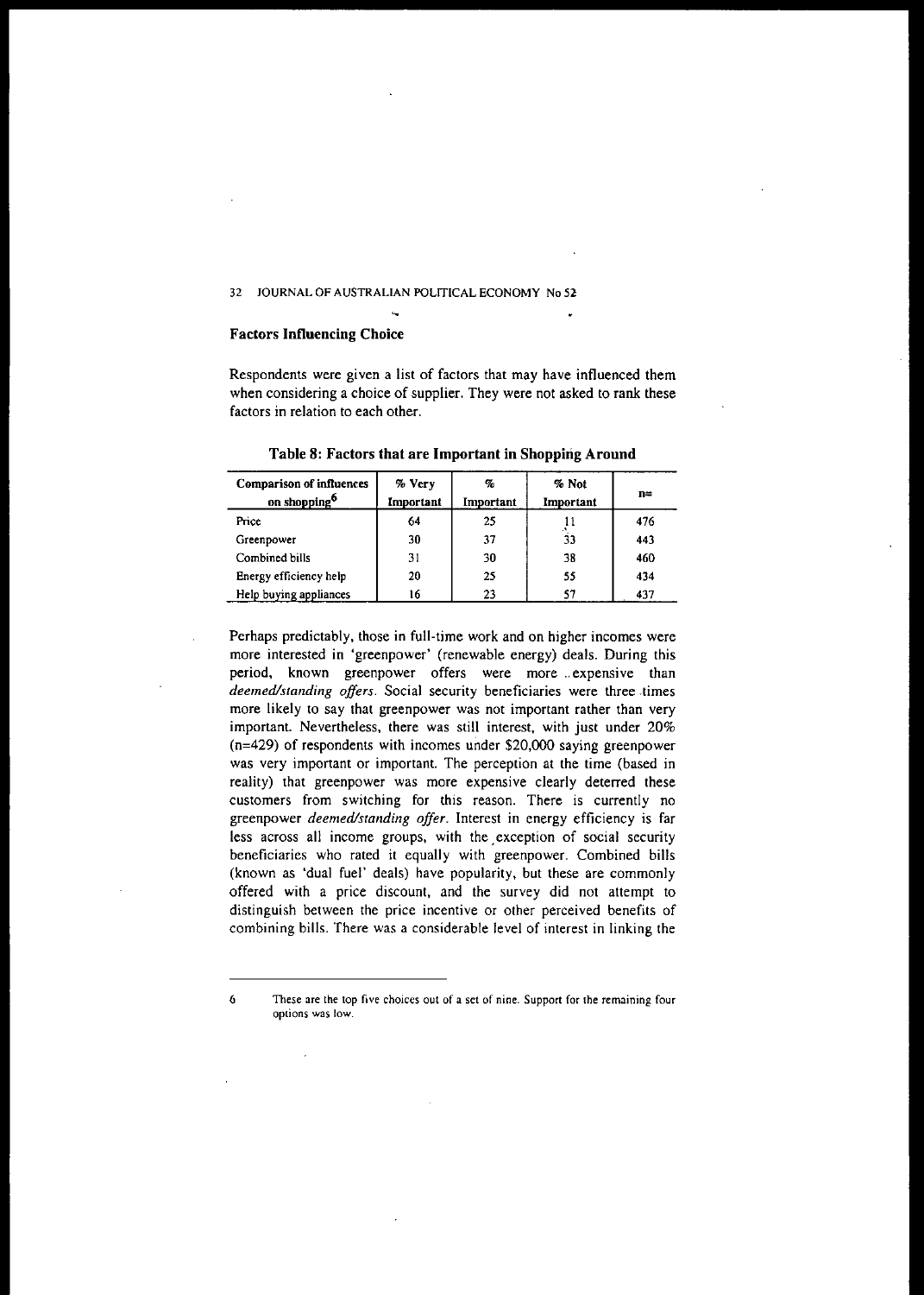### Factors Influencing Choice

Respondents were given a list of factors that may have influenced them when considering a choice of supplier. They were not asked to rank these factors in relation to each other.

**Table 8: Factors that are Important in Shopping Around**

| Comparison of influences on shopping[6] | % Very Important | % Important | % Not Important | n= |
|---|---|---|---|---|
| Price | 64 | 25 | 11 | 476 |
| Greenpower | 30 | 37 | 33 | 443 |
| Combined bills | 31 | 30 | 38 | 460 |
| Energy efficiency help | 20 | 25 | 55 | 434 |
| Help buying appliances | 16 | 23 | 57 | 437 |

Perhaps predictably, those in full-time work and on higher incomes were more interested in 'greenpower' (renewable energy) deals. During this period, known greenpower offers were more expensive than *deemed/standing offers*. Social security beneficiaries were three times more likely to say that greenpower was not important rather than very important. Nevertheless, there was still interest, with just under 20% (n=429) of respondents with incomes under $20,000 saying greenpower was very important or important. The perception at the time (based in reality) that greenpower was more expensive clearly deterred these customers from switching for this reason. There is currently no greenpower *deemed/standing offer*. Interest in energy efficiency is far less across all income groups, with the exception of social security beneficiaries who rated it equally with greenpower. Combined bills (known as 'dual fuel' deals) have popularity, but these are commonly offered with a price discount, and the survey did not attempt to distinguish between the price incentive or other perceived benefits of combining bills. There was a considerable level of interest in linking the

---

6 These are the top five choices out of a set of nine. Support for the remaining four options was low.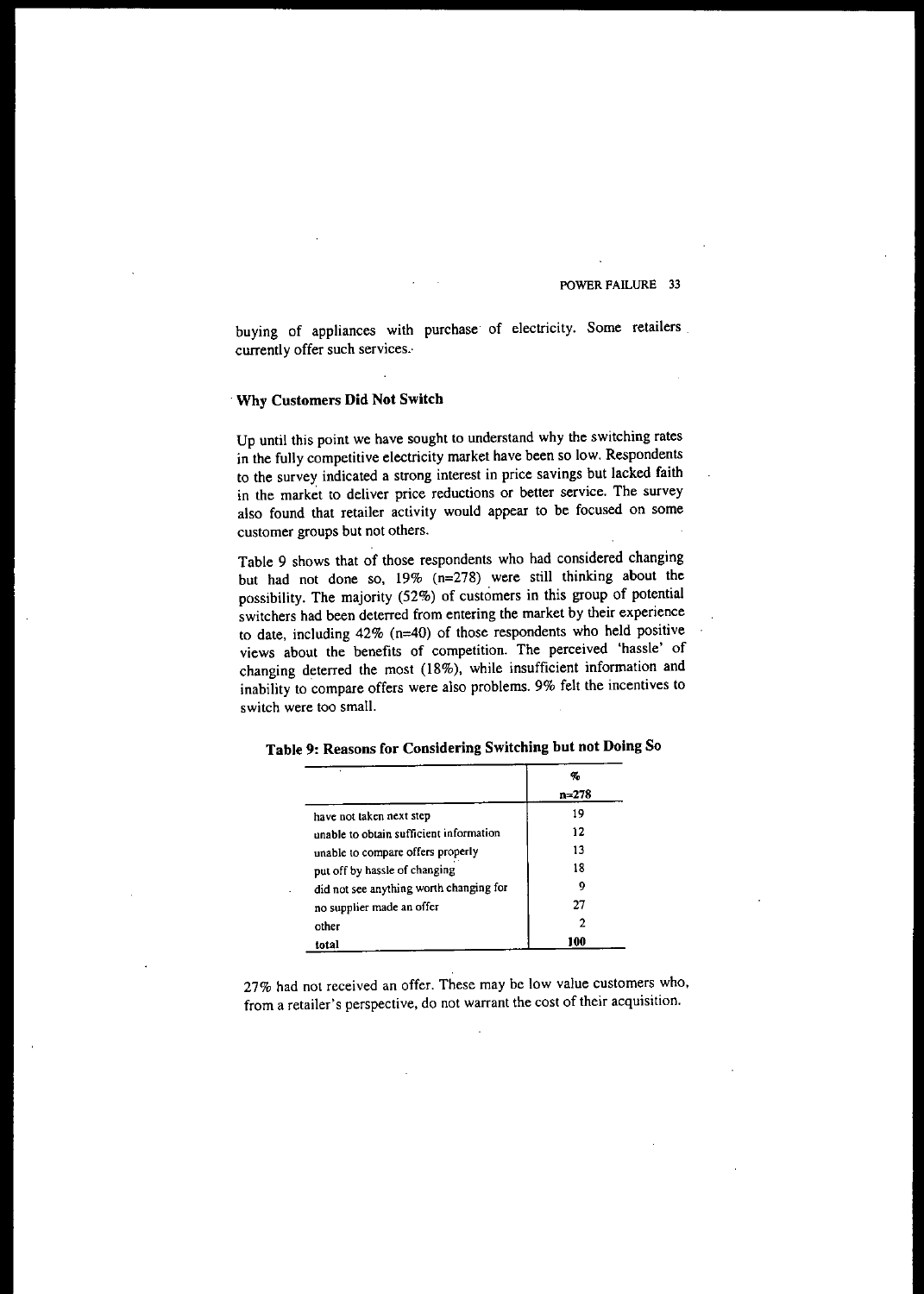buying of appliances with purchase of electricity. Some retailers currently offer such services.

## Why Customers Did Not Switch

Up until this point we have sought to understand why the switching rates in the fully competitive electricity market have been so low. Respondents to the survey indicated a strong interest in price savings but lacked faith in the market to deliver price reductions or better service. The survey also found that retailer activity would appear to be focused on some customer groups but not others.

Table 9 shows that of those respondents who had considered changing but had not done so, 19% (n=278) were still thinking about the possibility. The majority (52%) of customers in this group of potential switchers had been deterred from entering the market by their experience to date, including 42% (n=40) of those respondents who held positive views about the benefits of competition. The perceived 'hassle' of changing deterred the most (18%), while insufficient information and inability to compare offers were also problems. 9% felt the incentives to switch were too small.

**Table 9: Reasons for Considering Switching but not Doing So**

| | % n=278 |
|---|---|
| have not taken next step | 19 |
| unable to obtain sufficient information | 12 |
| unable to compare offers properly | 13 |
| put off by hassle of changing | 18 |
| did not see anything worth changing for | 9 |
| no supplier made an offer | 27 |
| other | 2 |
| **total** | **100** |

27% had not received an offer. These may be low value customers who, from a retailer's perspective, do not warrant the cost of their acquisition.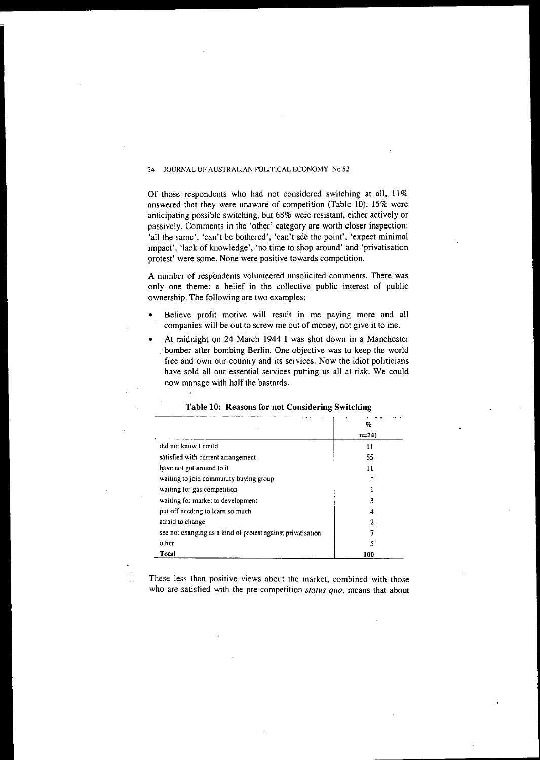Of those respondents who had not considered switching at all, 11% answered that they were unaware of competition (Table 10). 15% were anticipating possible switching, but 68% were resistant, either actively or passively. Comments in the 'other' category are worth closer inspection: 'all the same', 'can't be bothered', 'can't see the point', 'expect minimal impact', 'lack of knowledge', 'no time to shop around' and 'privatisation protest' were some. None were positive towards competition.

A number of respondents volunteered unsolicited comments. There was only one theme: a belief in the collective public interest of public ownership. The following are two examples:

- Believe profit motive will result in me paying more and all companies will be out to screw me out of money, not give it to me.
- At midnight on 24 March 1944 I was shot down in a Manchester bomber after bombing Berlin. One objective was to keep the world free and own our country and its services. Now the idiot politicians have sold all our essential services putting us all at risk. We could now manage with half the bastards.

**Table 10: Reasons for not Considering Switching**

| | % n=241 |
|---|---|
| did not know I could | 11 |
| satisfied with current arrangement | 55 |
| have not got around to it | 11 |
| waiting to join community buying group | * |
| waiting for gas competition | 1 |
| waiting for market to development | 3 |
| put off needing to learn so much | 4 |
| afraid to change | 2 |
| see not changing as a kind of protest against privatisation | 7 |
| other | 5 |
| **Total** | **100** |

These less than positive views about the market, combined with those who are satisfied with the pre-competition *status quo*, means that about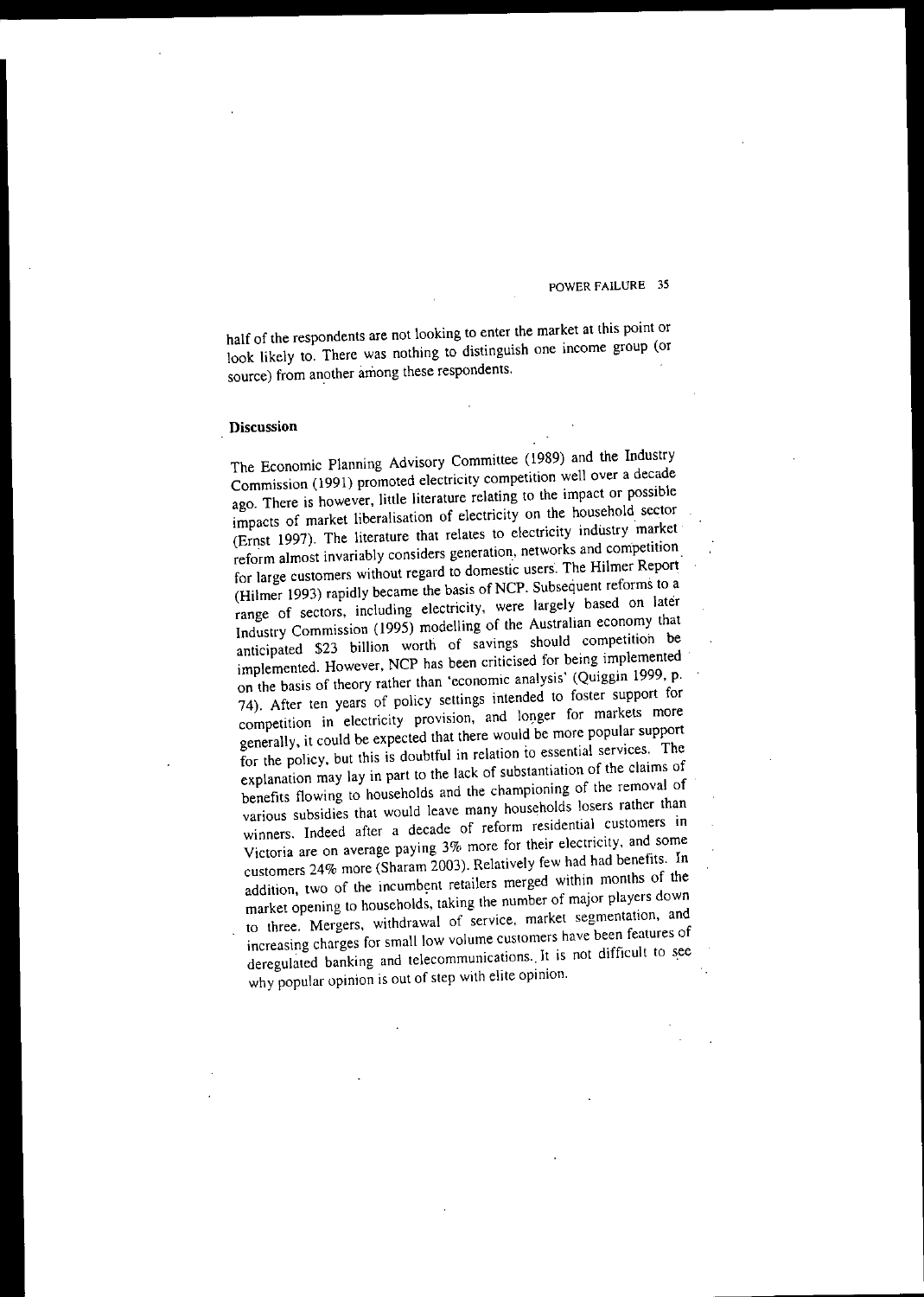half of the respondents are not looking to enter the market at this point or look likely to. There was nothing to distinguish one income group (or source) from another among these respondents.

## Discussion

The Economic Planning Advisory Committee (1989) and the Industry Commission (1991) promoted electricity competition well over a decade ago. There is however, little literature relating to the impact or possible impacts of market liberalisation of electricity on the household sector (Ernst 1997). The literature that relates to electricity industry market reform almost invariably considers generation, networks and competition for large customers without regard to domestic users. The Hilmer Report (Hilmer 1993) rapidly became the basis of NCP. Subsequent reforms to a range of sectors, including electricity, were largely based on later Industry Commission (1995) modelling of the Australian economy that anticipated $23 billion worth of savings should competition be implemented. However, NCP has been criticised for being implemented on the basis of theory rather than 'economic analysis' (Quiggin 1999, p. 74). After ten years of policy settings intended to foster support for competition in electricity provision, and longer for markets more generally, it could be expected that there would be more popular support for the policy, but this is doubtful in relation to essential services. The explanation may lay in part to the lack of substantiation of the claims of benefits flowing to households and the championing of the removal of various subsidies that would leave many households losers rather than winners. Indeed after a decade of reform residential customers in Victoria are on average paying 3% more for their electricity, and some customers 24% more (Sharam 2003). Relatively few had had benefits. In addition, two of the incumbent retailers merged within months of the market opening to households, taking the number of major players down to three. Mergers, withdrawal of service, market segmentation, and increasing charges for small low volume customers have been features of deregulated banking and telecommunications. It is not difficult to see why popular opinion is out of step with elite opinion.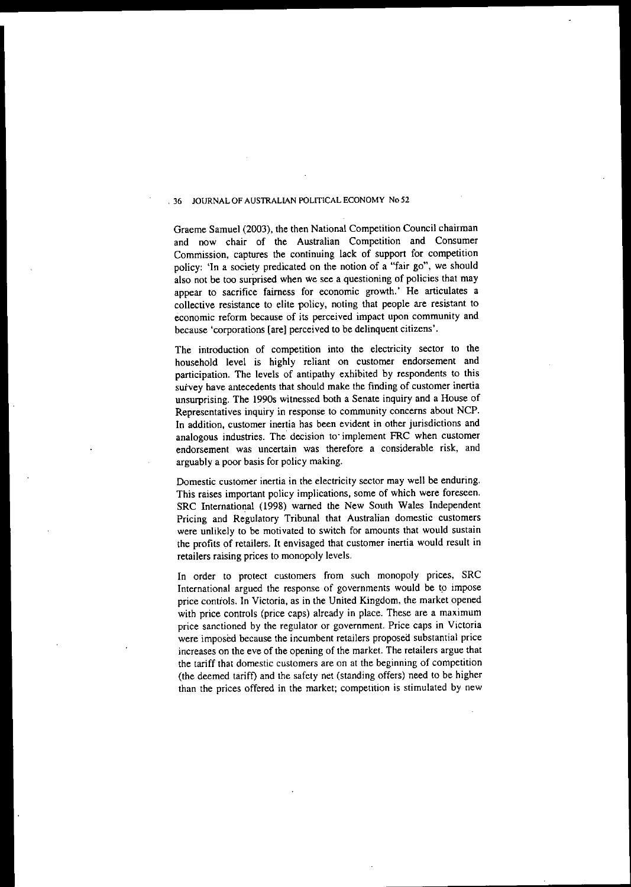Graeme Samuel (2003), the then National Competition Council chairman and now chair of the Australian Competition and Consumer Commission, captures the continuing lack of support for competition policy: 'In a society predicated on the notion of a "fair go", we should also not be too surprised when we see a questioning of policies that may appear to sacrifice fairness for economic growth.' He articulates a collective resistance to elite policy, noting that people are resistant to economic reform because of its perceived impact upon community and because 'corporations [are] perceived to be delinquent citizens'.

The introduction of competition into the electricity sector to the household level is highly reliant on customer endorsement and participation. The levels of antipathy exhibited by respondents to this survey have antecedents that should make the finding of customer inertia unsurprising. The 1990s witnessed both a Senate inquiry and a House of Representatives inquiry in response to community concerns about NCP. In addition, customer inertia has been evident in other jurisdictions and analogous industries. The decision to implement FRC when customer endorsement was uncertain was therefore a considerable risk, and arguably a poor basis for policy making.

Domestic customer inertia in the electricity sector may well be enduring. This raises important policy implications, some of which were foreseen. SRC International (1998) warned the New South Wales Independent Pricing and Regulatory Tribunal that Australian domestic customers were unlikely to be motivated to switch for amounts that would sustain the profits of retailers. It envisaged that customer inertia would result in retailers raising prices to monopoly levels.

In order to protect customers from such monopoly prices, SRC International argued the response of governments would be to impose price controls. In Victoria, as in the United Kingdom, the market opened with price controls (price caps) already in place. These are a maximum price sanctioned by the regulator or government. Price caps in Victoria were imposed because the incumbent retailers proposed substantial price increases on the eve of the opening of the market. The retailers argue that the tariff that domestic customers are on at the beginning of competition (the deemed tariff) and the safety net (standing offers) need to be higher than the prices offered in the market; competition is stimulated by new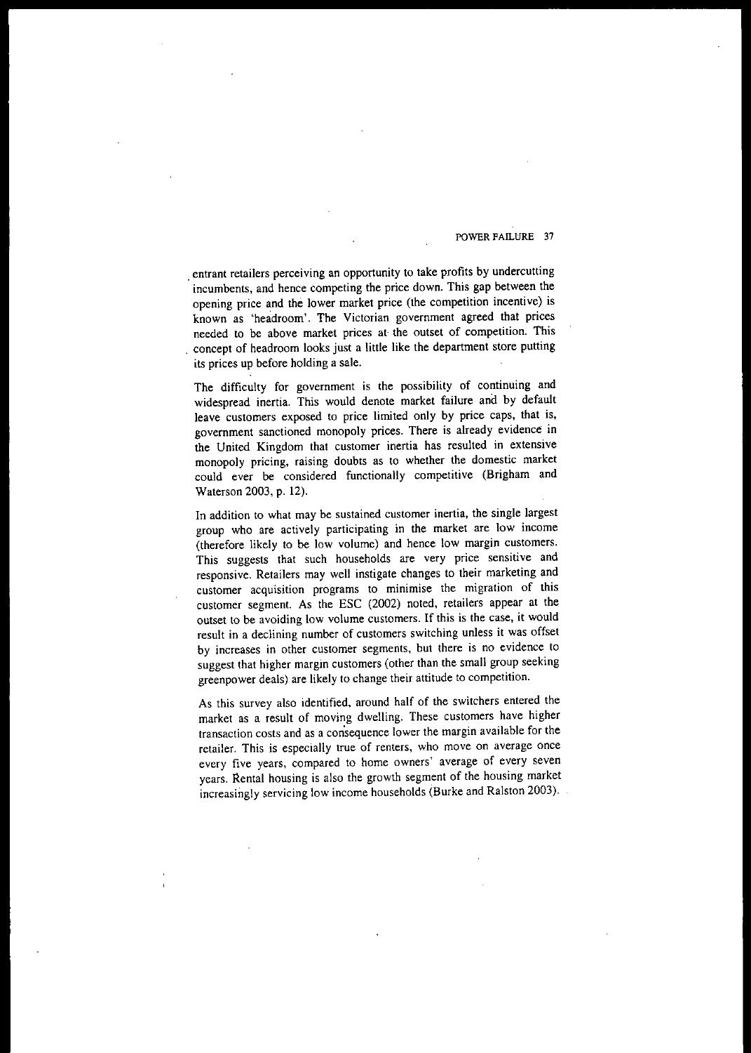entrant retailers perceiving an opportunity to take profits by undercutting incumbents, and hence competing the price down. This gap between the opening price and the lower market price (the competition incentive) is known as 'headroom'. The Victorian government agreed that prices needed to be above market prices at the outset of competition. This concept of headroom looks just a little like the department store putting its prices up before holding a sale.

The difficulty for government is the possibility of continuing and widespread inertia. This would denote market failure and by default leave customers exposed to price limited only by price caps, that is, government sanctioned monopoly prices. There is already evidence in the United Kingdom that customer inertia has resulted in extensive monopoly pricing, raising doubts as to whether the domestic market could ever be considered functionally competitive (Brigham and Waterson 2003, p. 12).

In addition to what may be sustained customer inertia, the single largest group who are actively participating in the market are low income (therefore likely to be low volume) and hence low margin customers. This suggests that such households are very price sensitive and responsive. Retailers may well instigate changes to their marketing and customer acquisition programs to minimise the migration of this customer segment. As the ESC (2002) noted, retailers appear at the outset to be avoiding low volume customers. If this is the case, it would result in a declining number of customers switching unless it was offset by increases in other customer segments, but there is no evidence to suggest that higher margin customers (other than the small group seeking greenpower deals) are likely to change their attitude to competition.

As this survey also identified, around half of the switchers entered the market as a result of moving dwelling. These customers have higher transaction costs and as a consequence lower the margin available for the retailer. This is especially true of renters, who move on average once every five years, compared to home owners' average of every seven years. Rental housing is also the growth segment of the housing market increasingly servicing low income households (Burke and Ralston 2003).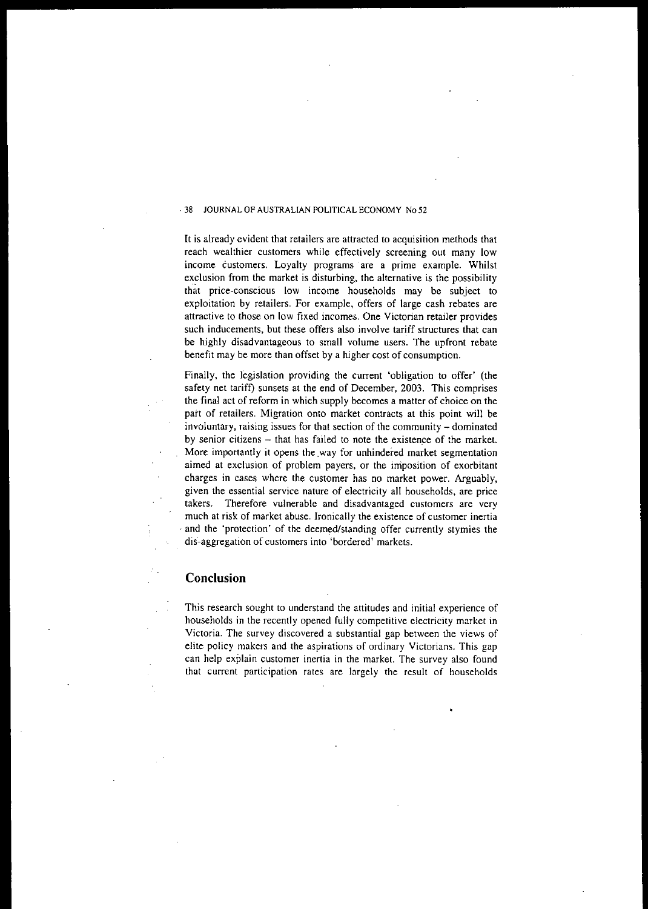It is already evident that retailers are attracted to acquisition methods that reach wealthier customers while effectively screening out many low income customers. Loyalty programs are a prime example. Whilst exclusion from the market is disturbing, the alternative is the possibility that price-conscious low income households may be subject to exploitation by retailers. For example, offers of large cash rebates are attractive to those on low fixed incomes. One Victorian retailer provides such inducements, but these offers also involve tariff structures that can be highly disadvantageous to small volume users. The upfront rebate benefit may be more than offset by a higher cost of consumption.

Finally, the legislation providing the current 'obligation to offer' (the safety net tariff) sunsets at the end of December, 2003. This comprises the final act of reform in which supply becomes a matter of choice on the part of retailers. Migration onto market contracts at this point will be involuntary, raising issues for that section of the community – dominated by senior citizens – that has failed to note the existence of the market. More importantly it opens the way for unhindered market segmentation aimed at exclusion of problem payers, or the imposition of exorbitant charges in cases where the customer has no market power. Arguably, given the essential service nature of electricity all households, are price takers. Therefore vulnerable and disadvantaged customers are very much at risk of market abuse. Ironically the existence of customer inertia and the 'protection' of the deemed/standing offer currently stymies the dis-aggregation of customers into 'bordered' markets.

## Conclusion

This research sought to understand the attitudes and initial experience of households in the recently opened fully competitive electricity market in Victoria. The survey discovered a substantial gap between the views of elite policy makers and the aspirations of ordinary Victorians. This gap can help explain customer inertia in the market. The survey also found that current participation rates are largely the result of households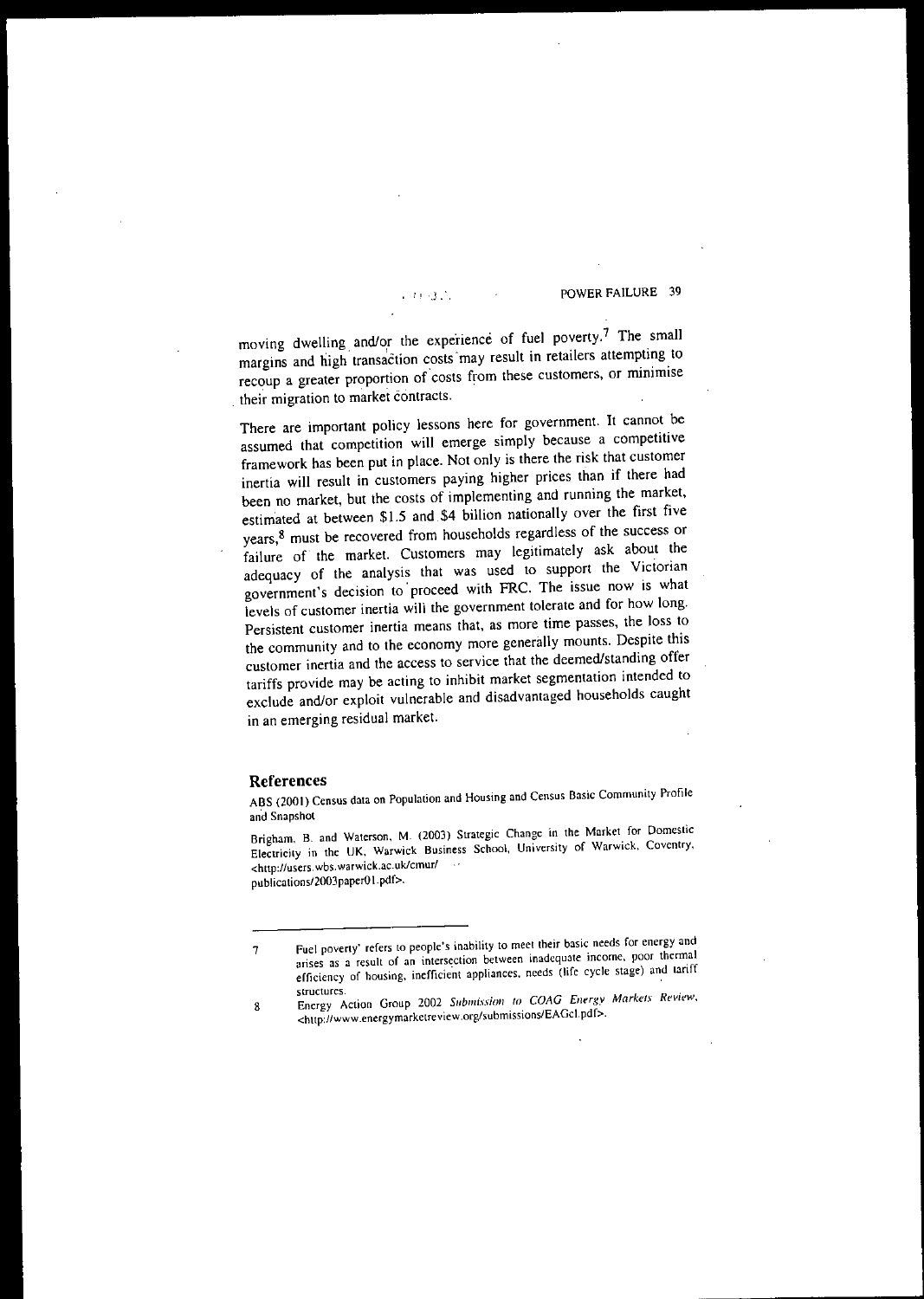moving dwelling and/or the experience of fuel poverty.[7] The small margins and high transaction costs may result in retailers attempting to recoup a greater proportion of costs from these customers, or minimise their migration to market contracts.

There are important policy lessons here for government. It cannot be assumed that competition will emerge simply because a competitive framework has been put in place. Not only is there the risk that customer inertia will result in customers paying higher prices than if there had been no market, but the costs of implementing and running the market, estimated at between $1.5 and $4 billion nationally over the first five years,[8] must be recovered from households regardless of the success or failure of the market. Customers may legitimately ask about the adequacy of the analysis that was used to support the Victorian government's decision to proceed with FRC. The issue now is what levels of customer inertia will the government tolerate and for how long. Persistent customer inertia means that, as more time passes, the loss to the community and to the economy more generally mounts. Despite this customer inertia and the access to service that the deemed/standing offer tariffs provide may be acting to inhibit market segmentation intended to exclude and/or exploit vulnerable and disadvantaged households caught in an emerging residual market.

## References

ABS (2001) Census data on Population and Housing and Census Basic Community Profile and Snapshot

Brigham, B. and Waterson, M. (2003) Strategic Change in the Market for Domestic Electricity in the UK, Warwick Business School, University of Warwick, Coventry, <http://users.wbs.warwick.ac.uk/cmur/publications/2003paper01.pdf>.

---

7 Fuel poverty' refers to people's inability to meet their basic needs for energy and arises as a result of an intersection between inadequate income, poor thermal efficiency of housing, inefficient appliances, needs (life cycle stage) and tariff structures.

8 Energy Action Group 2002 *Submission to COAG Energy Markets Review*, <http://www.energymarketreview.org/submissions/EAGcl.pdf>.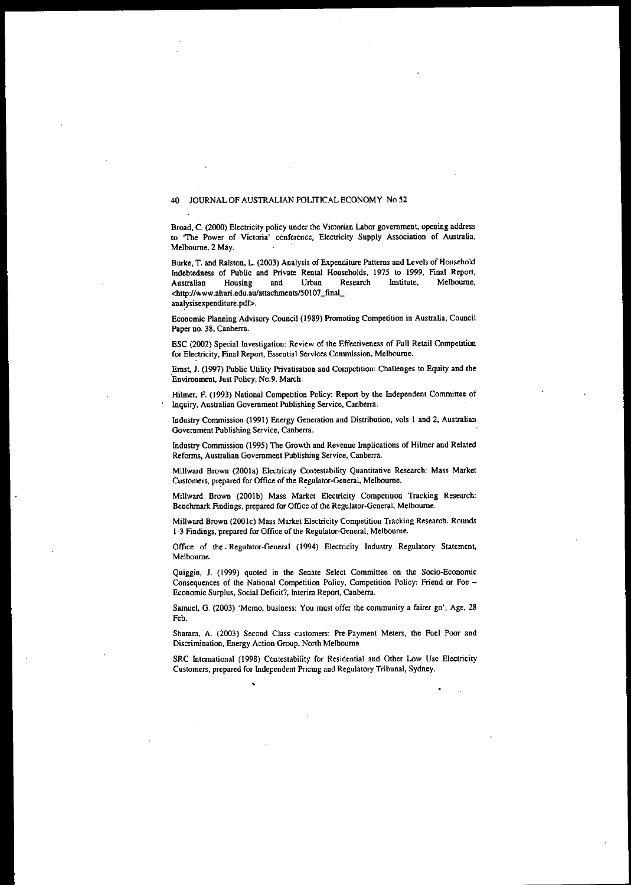Broad, C. (2000) Electricity policy under the Victorian Labor government, opening address to 'The Power of Victoria' conference, Electricity Supply Association of Australia, Melbourne, 2 May.

Burke, T. and Ralston, L. (2003) Analysis of Expenditure Patterns and Levels of Household Indebtedness of Public and Private Rental Households, 1975 to 1999, Final Report, Australian Housing and Urban Research Institute, Melbourne, <http://www.ahuri.edu.au/attachments/50107_final_analysisexpenditure.pdf>.

Economic Planning Advisory Council (1989) Promoting Competition in Australia, Council Paper no. 38, Canberra.

ESC (2002) Special Investigation: Review of the Effectiveness of Full Retail Competition for Electricity, Final Report, Essential Services Commission, Melbourne.

Ernst, J. (1997) Public Utility Privatisation and Competition: Challenges to Equity and the Environment, Just Policy, No.9, March.

Hilmer, F. (1993) National Competition Policy: Report by the Independent Committee of Inquiry, Australian Government Publishing Service, Canberra.

Industry Commission (1991) Energy Generation and Distribution, vols 1 and 2, Australian Government Publishing Service, Canberra.

Industry Commission (1995) The Growth and Revenue Implications of Hilmer and Related Reforms, Australian Government Publishing Service, Canberra.

Millward Brown (2001a) Electricity Contestability Quantitative Research: Mass Market Customers, prepared for Office of the Regulator-General, Melbourne.

Millward Brown (2001b) Mass Market Electricity Competition Tracking Research: Benchmark Findings, prepared for Office of the Regulator-General, Melbourne.

Millward Brown (2001c) Mass Market Electricity Competition Tracking Research: Rounds 1-3 Findings, prepared for Office of the Regulator-General, Melbourne.

Office of the Regulator-General (1994) Electricity Industry Regulatory Statement, Melbourne.

Quiggin, J. (1999) quoted in the Senate Select Committee on the Socio-Economic Consequences of the National Competition Policy, Competition Policy: Friend or Foe – Economic Surplus, Social Deficit?, Interim Report, Canberra.

Samuel, G. (2003) 'Memo, business: You must offer the community a fairer go', Age, 28 Feb.

Sharam, A. (2003) Second Class customers: Pre-Payment Meters, the Fuel Poor and Discrimination, Energy Action Group, North Melbourne

SRC International (1998) Contestability for Residential and Other Low Use Electricity Customers, prepared for Independent Pricing and Regulatory Tribunal, Sydney.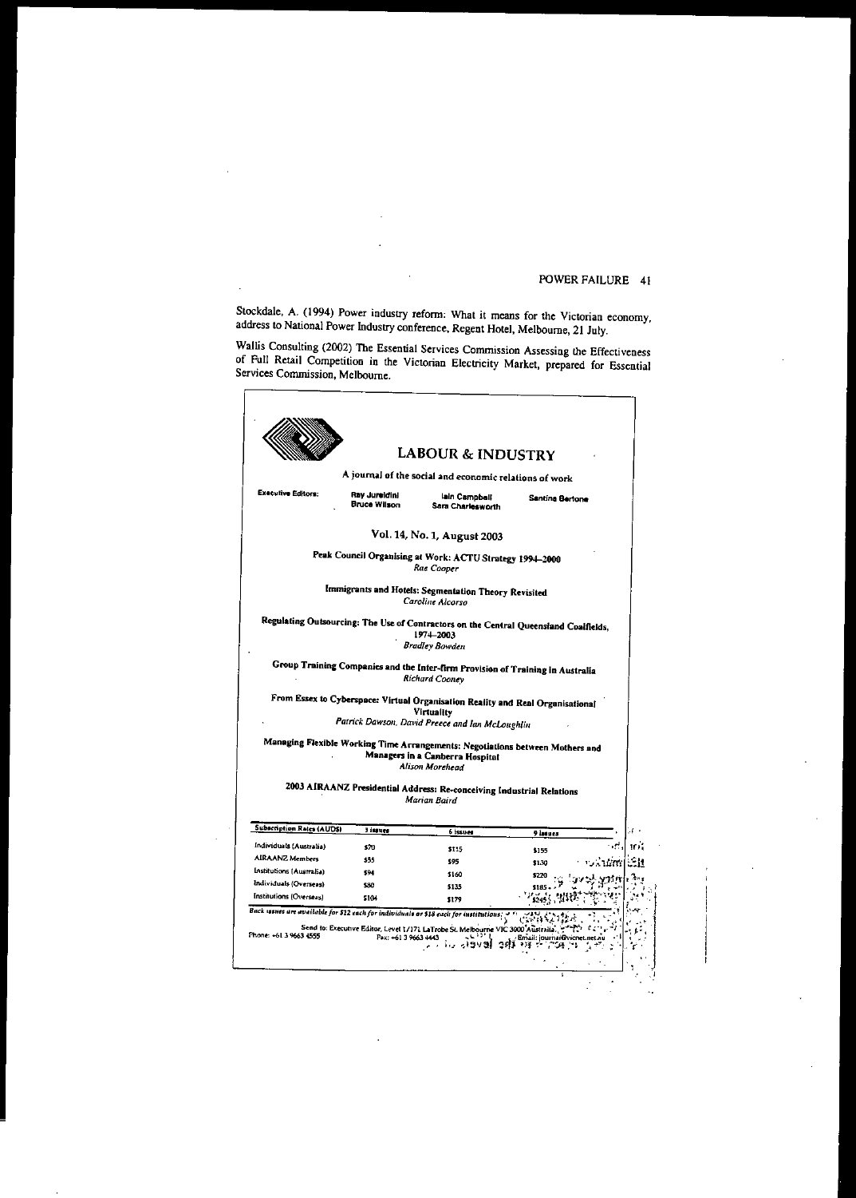Stockdale, A. (1994) Power industry reform: What it means for the Victorian economy, address to National Power Industry conference, Regent Hotel, Melbourne, 21 July.

Wallis Consulting (2002) The Essential Services Commission Assessing the Effectiveness of Full Retail Competition in the Victorian Electricity Market, prepared for Essential Services Commission, Melbourne.

## LABOUR & INDUSTRY

A journal of the social and economic relations of work

**Executive Editors:** Ray Jureidini, Bruce Wilson, Iain Campbell, Sara Charlesworth, Santina Bertone

Vol. 14, No. 1, August 2003

**Peak Council Organising at Work: ACTU Strategy 1994–2000**
*Rae Cooper*

**Immigrants and Hotels: Segmentation Theory Revisited**
*Caroline Alcorso*

**Regulating Outsourcing: The Use of Contractors on the Central Queensland Coalfields, 1974–2003**
*Bradley Bowden*

**Group Training Companies and the Inter-firm Provision of Training in Australia**
*Richard Cooney*

**From Essex to Cyberspace: Virtual Organisation Reality and Real Organisational Virtuality**
*Patrick Dawson, David Preece and Ian McLoughlin*

**Managing Flexible Working Time Arrangements: Negotiations between Mothers and Managers in a Canberra Hospital**
*Alison Morehead*

**2003 AIRAANZ Presidential Address: Re-conceiving Industrial Relations**
*Marian Baird*

| Subscription Rates (AUD$) | 3 issues | 6 issues | 9 issues |
|---|---|---|---|
| Individuals (Australia) | $70 | $125 | $155 |
| AIRAANZ Members | $55 | $95 | $130 |
| Institutions (Australia) | $94 | $160 | $220 |
| Individuals (Overseas) | $80 | $135 | $185 |
| Institutions (Overseas) | $104 | $179 | $245 |

*Back issues are available for $12 each for individuals or $18 each for institutions.*

Send to: Executive Editor, Level 1/171 LaTrobe St. Melbourne VIC 3000 Australia.
Phone: +61 3 9663 4555 Fax: +61 3 9663 4443 Email: journal@vicnet.net.au